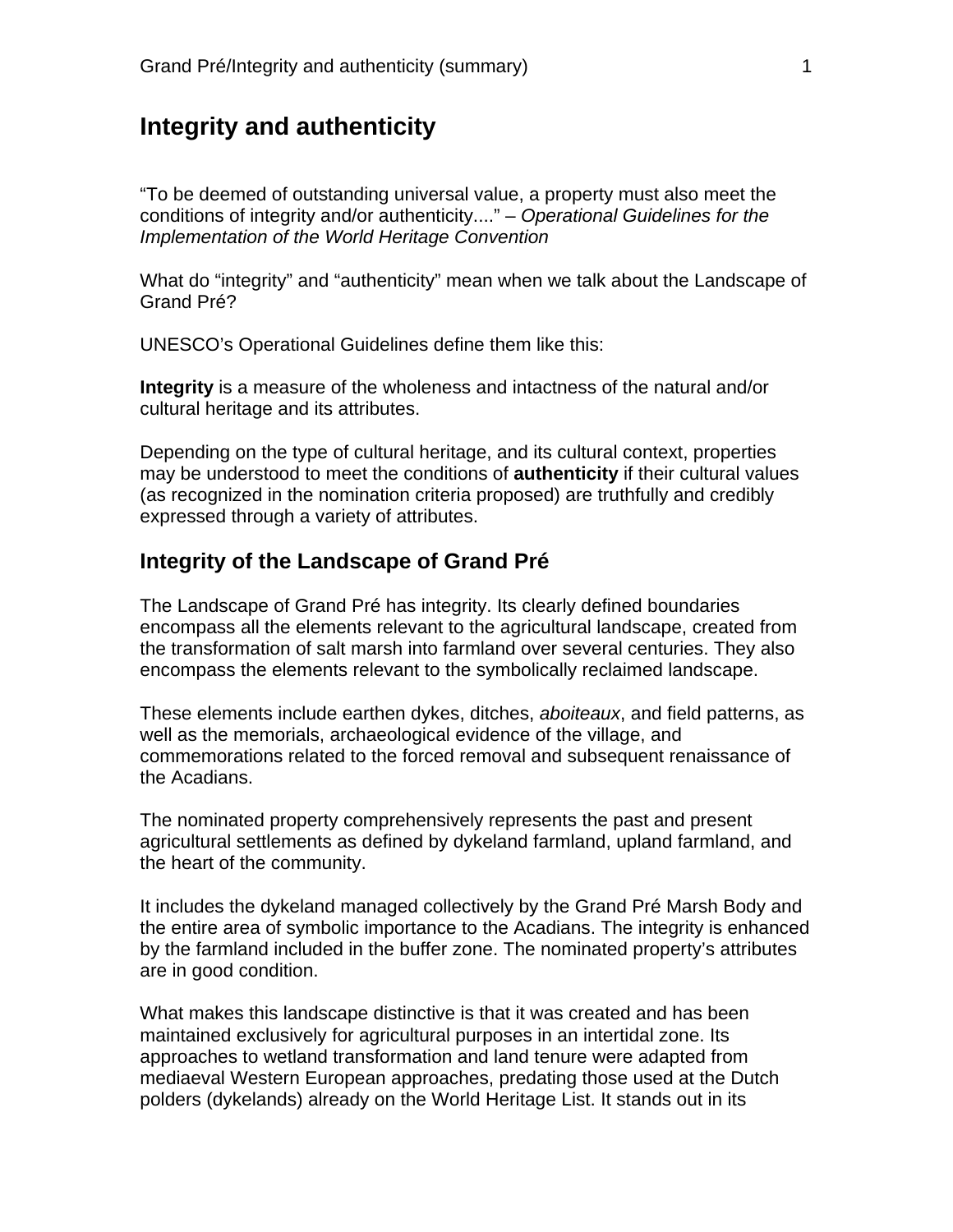# Integrity and authenticity

"To be deemed of outstanding universal value, a property must also meet the conditions of integrity and/or authenticity...." – *Operational Guidelines for the Implementation of the World Heritage Convention*

What do "integrity" and "authenticity" mean when we talk about the Landscape of Grand Pré?

UNESCO's Operational Guidelines define them like this:

**Integrity** is a measure of the wholeness and intactness of the natural and/or cultural heritage and its attributes.

Depending on the type of cultural heritage, and its cultural context, properties may be understood to meet the conditions of **authenticity** if their cultural values (as recognized in the nomination criteria proposed) are truthfully and credibly expressed through a variety of attributes.

## Integrity of the Landscape of Grand Pré

The Landscape of Grand Pré has integrity. Its clearly defined boundaries encompass all the elements relevant to the agricultural landscape, created from the transformation of salt marsh into farmland over several centuries. They also encompass the elements relevant to the symbolically reclaimed landscape.

These elements include earthen dykes, ditches, *aboiteaux*, and field patterns, as well as the memorials, archaeological evidence of the village, and commemorations related to the forced removal and subsequent renaissance of the Acadians.

The nominated property comprehensively represents the past and present agricultural settlements as defined by dykeland farmland, upland farmland, and the heart of the community.

It includes the dykeland managed collectively by the Grand Pré Marsh Body and the entire area of symbolic importance to the Acadians. The integrity is enhanced by the farmland included in the buffer zone. The nominated property's attributes are in good condition.

What makes this landscape distinctive is that it was created and has been maintained exclusively for agricultural purposes in an intertidal zone. Its approaches to wetland transformation and land tenure were adapted from mediaeval Western European approaches, predating those used at the Dutch polders (dykelands) already on the World Heritage List. It stands out in its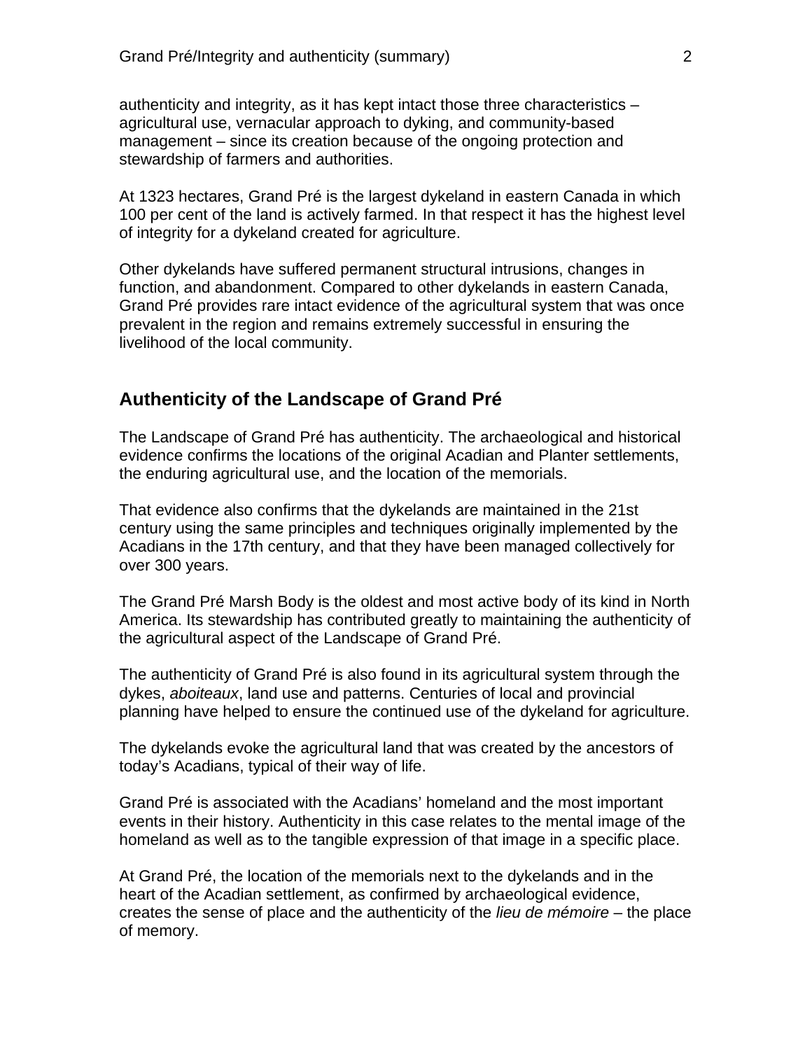authenticity and integrity, as it has kept intact those three characteristics – agricultural use, vernacular approach to dyking, and community-based management – since its creation because of the ongoing protection and stewardship of farmers and authorities.

At 1323 hectares, Grand Pré is the largest dykeland in eastern Canada in which 100 per cent of the land is actively farmed. In that respect it has the highest level of integrity for a dykeland created for agriculture.

Other dykelands have suffered permanent structural intrusions, changes in function, and abandonment. Compared to other dykelands in eastern Canada, Grand Pré provides rare intact evidence of the agricultural system that was once prevalent in the region and remains extremely successful in ensuring the livelihood of the local community.

## Authenticity of the Landscape of Grand Pré

The Landscape of Grand Pré has authenticity. The archaeological and historical evidence confirms the locations of the original Acadian and Planter settlements, the enduring agricultural use, and the location of the memorials.

That evidence also confirms that the dykelands are maintained in the 21st century using the same principles and techniques originally implemented by the Acadians in the 17th century, and that they have been managed collectively for over 300 years.

The Grand Pré Marsh Body is the oldest and most active body of its kind in North America. Its stewardship has contributed greatly to maintaining the authenticity of the agricultural aspect of the Landscape of Grand Pré.

The authenticity of Grand Pré is also found in its agricultural system through the dykes, *aboiteaux*, land use and patterns. Centuries of local and provincial planning have helped to ensure the continued use of the dykeland for agriculture.

The dykelands evoke the agricultural land that was created by the ancestors of today's Acadians, typical of their way of life.

Grand Pré is associated with the Acadians' homeland and the most important events in their history. Authenticity in this case relates to the mental image of the homeland as well as to the tangible expression of that image in a specific place.

At Grand Pré, the location of the memorials next to the dykelands and in the heart of the Acadian settlement, as confirmed by archaeological evidence, creates the sense of place and the authenticity of the *lieu de mémoire* – the place of memory.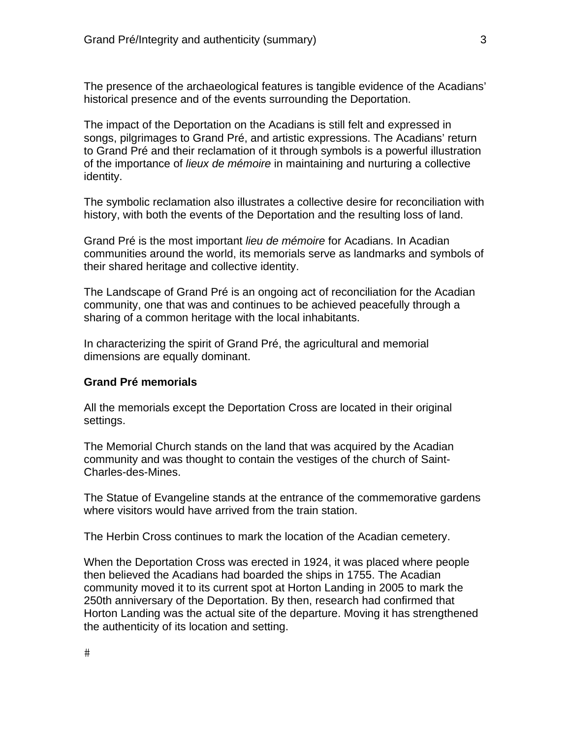The presence of the archaeological features is tangible evidence of the Acadians' historical presence and of the events surrounding the Deportation.

The impact of the Deportation on the Acadians is still felt and expressed in songs, pilgrimages to Grand Pré, and artistic expressions. The Acadians' return to Grand Pré and their reclamation of it through symbols is a powerful illustration of the importance of *lieux de mémoire* in maintaining and nurturing a collective identity.

The symbolic reclamation also illustrates a collective desire for reconciliation with history, with both the events of the Deportation and the resulting loss of land.

Grand Pré is the most important *lieu de mémoire* for Acadians. In Acadian communities around the world, its memorials serve as landmarks and symbols of their shared heritage and collective identity.

The Landscape of Grand Pré is an ongoing act of reconciliation for the Acadian community, one that was and continues to be achieved peacefully through a sharing of a common heritage with the local inhabitants.

In characterizing the spirit of Grand Pré, the agricultural and memorial dimensions are equally dominant.

**Grand Pré memorials**

All the memorials except the Deportation Cross are located in their original settings.

The Memorial Church stands on the land that was acquired by the Acadian community and was thought to contain the vestiges of the church of Saint-Charles-des-Mines.

The Statue of Evangeline stands at the entrance of the commemorative gardens where visitors would have arrived from the train station.

The Herbin Cross continues to mark the location of the Acadian cemetery.

When the Deportation Cross was erected in 1924, it was placed where people then believed the Acadians had boarded the ships in 1755. The Acadian community moved it to its current spot at Horton Landing in 2005 to mark the 250th anniversary of the Deportation. By then, research had confirmed that Horton Landing was the actual site of the departure. Moving it has strengthened the authenticity of its location and setting.

#